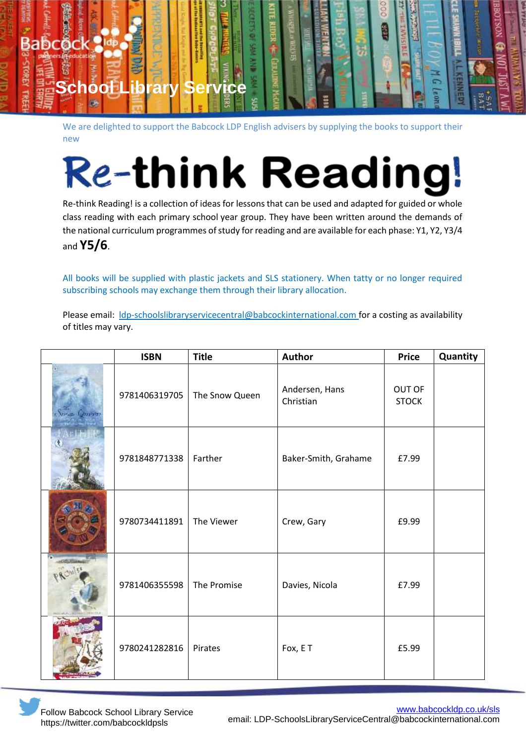# School Library Service

We are delighted to support the Babcock LDP English advisers by supplying the books to support their new

# Re-think Reading!

Re-think Reading! is a collection of ideas for lessons that can be used and adapted for guided or whole class reading with each primary school year group. They have been written around the demands of the national curriculum programmes of study for reading and are available for each phase: Y1, Y2, Y3/4 and **Y5/6**.

All books will be supplied with plastic jackets and SLS stationery. When tatty or no longer required subscribing schools may exchange them through their library allocation.

Please email: ldp-schoolslibraryservicecentral@babcockinternational.com for a costing as availability of titles may vary.

| | ISBN | Title | Author | Price | Quantity |
|---|---|---|---|---|---|
| | 9781406319705 | The Snow Queen | Andersen, Hans Christian | OUT OF STOCK | |
| | 9781848771338 | Farther | Baker-Smith, Grahame | £7.99 | |
| | 9780734411891 | The Viewer | Crew, Gary | £9.99 | |
| | 9781406355598 | The Promise | Davies, Nicola | £7.99 | |
| | 9780241282816 | Pirates | Fox, E T | £5.99 | |

Follow Babcock School Library Service
https://twitter.com/babcockldpsls

www.babcockldp.co.uk/sls
email: LDP-SchoolsLibraryServiceCentral@babcockinternational.com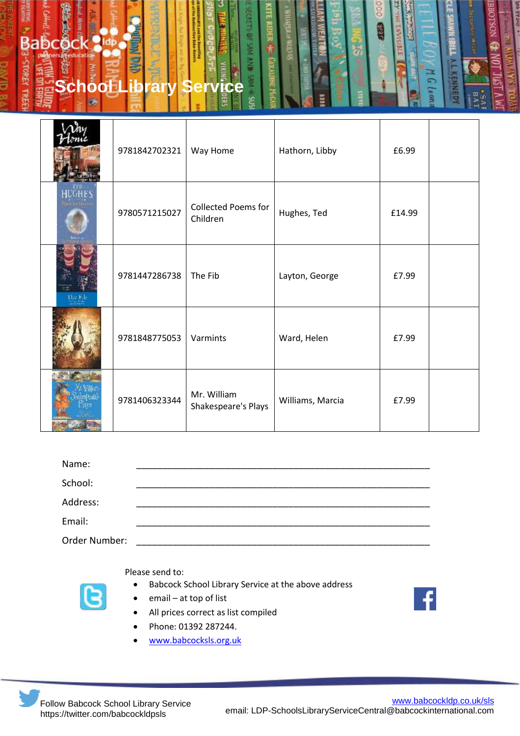# School Library Service

| | | | | | |
|---|---|---|---|---|---|
| | 9781842702321 | Way Home | Hathorn, Libby | £6.99 | |
| | 9780571215027 | Collected Poems for Children | Hughes, Ted | £14.99 | |
| | 9781447286738 | The Fib | Layton, George | £7.99 | |
| | 9781848775053 | Varmints | Ward, Helen | £7.99 | |
| | 9781406323344 | Mr. William Shakespeare's Plays | Williams, Marcia | £7.99 | |

Name: ___________________________________________________________

School: ___________________________________________________________

Address: ___________________________________________________________

Email: ___________________________________________________________

Order Number: ___________________________________________________________

Please send to:

- Babcock School Library Service at the above address
- email – at top of list
- All prices correct as list compiled
- Phone: 01392 287244.
- www.babcocksls.org.uk

Follow Babcock School Library Service
https://twitter.com/babcockldpsls

www.babcockldp.co.uk/sls
email: LDP-SchoolsLibraryServiceCentral@babcockinternational.com